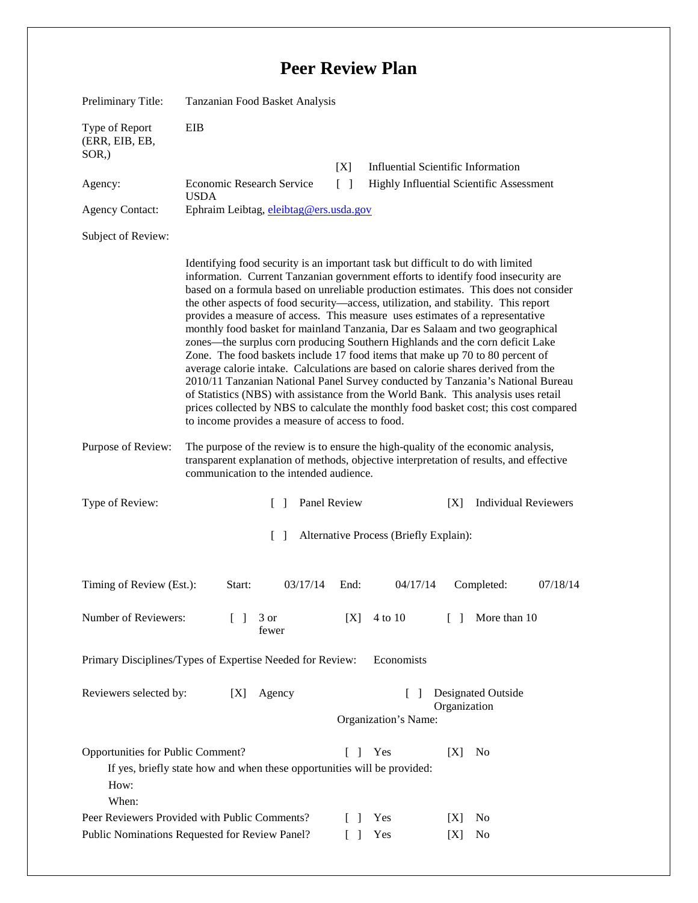# Peer Review Plan

Preliminary Title: Tanzanian Food Basket Analysis

Type of Report (ERR, EIB, EB, SOR,): EIB

[X] Influential Scientific Information

Agency: Economic Research Service USDA

[ ] Highly Influential Scientific Assessment

Agency Contact: Ephraim Leibtag, eleibtag@ers.usda.gov

Subject of Review:

Identifying food security is an important task but difficult to do with limited information. Current Tanzanian government efforts to identify food insecurity are based on a formula based on unreliable production estimates. This does not consider the other aspects of food security—access, utilization, and stability. This report provides a measure of access. This measure uses estimates of a representative monthly food basket for mainland Tanzania, Dar es Salaam and two geographical zones—the surplus corn producing Southern Highlands and the corn deficit Lake Zone. The food baskets include 17 food items that make up 70 to 80 percent of average calorie intake. Calculations are based on calorie shares derived from the 2010/11 Tanzanian National Panel Survey conducted by Tanzania's National Bureau of Statistics (NBS) with assistance from the World Bank. This analysis uses retail prices collected by NBS to calculate the monthly food basket cost; this cost compared to income provides a measure of access to food.

Purpose of Review: The purpose of the review is to ensure the high-quality of the economic analysis, transparent explanation of methods, objective interpretation of results, and effective communication to the intended audience.

Type of Review: [ ] Panel Review [X] Individual Reviewers

[ ] Alternative Process (Briefly Explain):

Timing of Review (Est.): Start: 03/17/14 End: 04/17/14 Completed: 07/18/14

Number of Reviewers: [ ] 3 or fewer [X] 4 to 10 [ ] More than 10

Primary Disciplines/Types of Expertise Needed for Review: Economists

Reviewers selected by: [X] Agency [ ] Designated Outside Organization

Organization's Name:

Opportunities for Public Comment? [ ] Yes [X] No

If yes, briefly state how and when these opportunities will be provided:

How:

When:

Peer Reviewers Provided with Public Comments? [ ] Yes [X] No

Public Nominations Requested for Review Panel? [ ] Yes [X] No